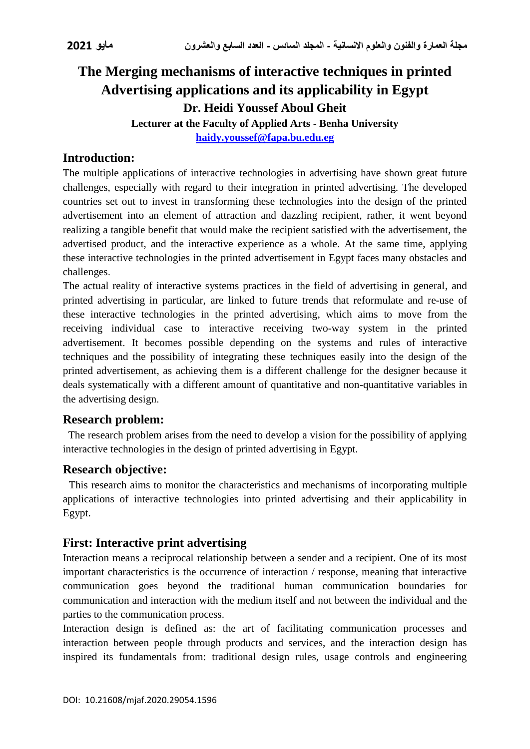# The Merging mechanisms of interactive techniques in printed Advertising applications and its applicability in Egypt

**Dr. Heidi Youssef Aboul Gheit**

**Lecturer at the Faculty of Applied Arts - Benha University**

**haidy.youssef@fapa.bu.edu.eg**

## Introduction:

The multiple applications of interactive technologies in advertising have shown great future challenges, especially with regard to their integration in printed advertising. The developed countries set out to invest in transforming these technologies into the design of the printed advertisement into an element of attraction and dazzling recipient, rather, it went beyond realizing a tangible benefit that would make the recipient satisfied with the advertisement, the advertised product, and the interactive experience as a whole. At the same time, applying these interactive technologies in the printed advertisement in Egypt faces many obstacles and challenges.

The actual reality of interactive systems practices in the field of advertising in general, and printed advertising in particular, are linked to future trends that reformulate and re-use of these interactive technologies in the printed advertising, which aims to move from the receiving individual case to interactive receiving two-way system in the printed advertisement. It becomes possible depending on the systems and rules of interactive techniques and the possibility of integrating these techniques easily into the design of the printed advertisement, as achieving them is a different challenge for the designer because it deals systematically with a different amount of quantitative and non-quantitative variables in the advertising design.

## Research problem:

The research problem arises from the need to develop a vision for the possibility of applying interactive technologies in the design of printed advertising in Egypt.

## Research objective:

This research aims to monitor the characteristics and mechanisms of incorporating multiple applications of interactive technologies into printed advertising and their applicability in Egypt.

## First: Interactive print advertising

Interaction means a reciprocal relationship between a sender and a recipient. One of its most important characteristics is the occurrence of interaction / response, meaning that interactive communication goes beyond the traditional human communication boundaries for communication and interaction with the medium itself and not between the individual and the parties to the communication process.

Interaction design is defined as: the art of facilitating communication processes and interaction between people through products and services, and the interaction design has inspired its fundamentals from: traditional design rules, usage controls and engineering

DOI: 10.21608/mjaf.2020.29054.1596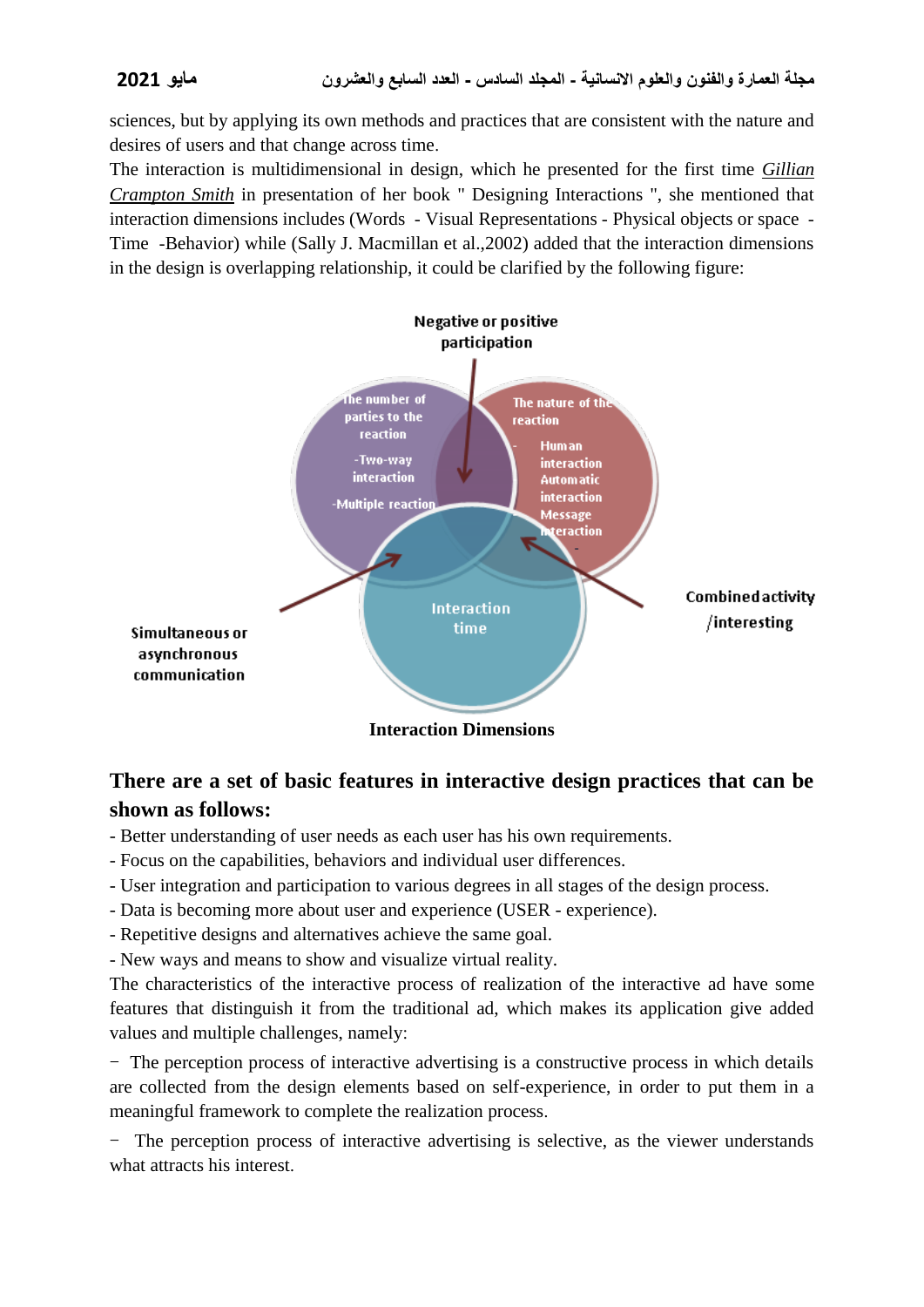sciences, but by applying its own methods and practices that are consistent with the nature and desires of users and that change across time.

The interaction is multidimensional in design, which he presented for the first time *Gillian Crampton Smith* in presentation of her book " Designing Interactions ", she mentioned that interaction dimensions includes (Words - Visual Representations - Physical objects or space - Time -Behavior) while (Sally J. Macmillan et al.,2002) added that the interaction dimensions in the design is overlapping relationship, it could be clarified by the following figure:

Negative or positive participation

The number of parties to the reaction

-Two-way interaction

-Multiple reaction

The nature of the reaction

- Human interaction
- Automatic interaction
- Message interaction

Interaction time

Simultaneous or asynchronous communication

Combined activity /interesting

**Interaction Dimensions**

## There are a set of basic features in interactive design practices that can be shown as follows:

- Better understanding of user needs as each user has his own requirements.
- Focus on the capabilities, behaviors and individual user differences.
- User integration and participation to various degrees in all stages of the design process.
- Data is becoming more about user and experience (USER - experience).
- Repetitive designs and alternatives achieve the same goal.
- New ways and means to show and visualize virtual reality.

The characteristics of the interactive process of realization of the interactive ad have some features that distinguish it from the traditional ad, which makes its application give added values and multiple challenges, namely:

- The perception process of interactive advertising is a constructive process in which details are collected from the design elements based on self-experience, in order to put them in a meaningful framework to complete the realization process.
- The perception process of interactive advertising is selective, as the viewer understands what attracts his interest.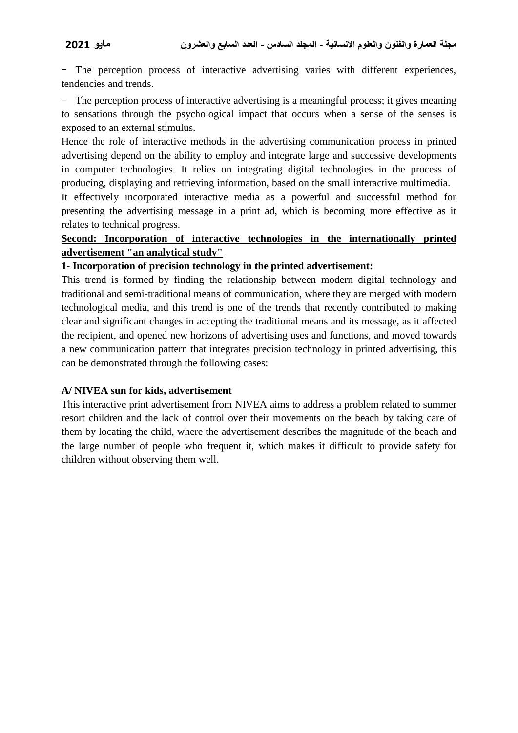- The perception process of interactive advertising varies with different experiences, tendencies and trends.
- The perception process of interactive advertising is a meaningful process; it gives meaning to sensations through the psychological impact that occurs when a sense of the senses is exposed to an external stimulus.

Hence the role of interactive methods in the advertising communication process in printed advertising depend on the ability to employ and integrate large and successive developments in computer technologies. It relies on integrating digital technologies in the process of producing, displaying and retrieving information, based on the small interactive multimedia.

It effectively incorporated interactive media as a powerful and successful method for presenting the advertising message in a print ad, which is becoming more effective as it relates to technical progress.

## Second: Incorporation of interactive technologies in the internationally printed advertisement "an analytical study"

### 1- Incorporation of precision technology in the printed advertisement:

This trend is formed by finding the relationship between modern digital technology and traditional and semi-traditional means of communication, where they are merged with modern technological media, and this trend is one of the trends that recently contributed to making clear and significant changes in accepting the traditional means and its message, as it affected the recipient, and opened new horizons of advertising uses and functions, and moved towards a new communication pattern that integrates precision technology in printed advertising, this can be demonstrated through the following cases:

**A/ NIVEA sun for kids, advertisement**

This interactive print advertisement from NIVEA aims to address a problem related to summer resort children and the lack of control over their movements on the beach by taking care of them by locating the child, where the advertisement describes the magnitude of the beach and the large number of people who frequent it, which makes it difficult to provide safety for children without observing them well.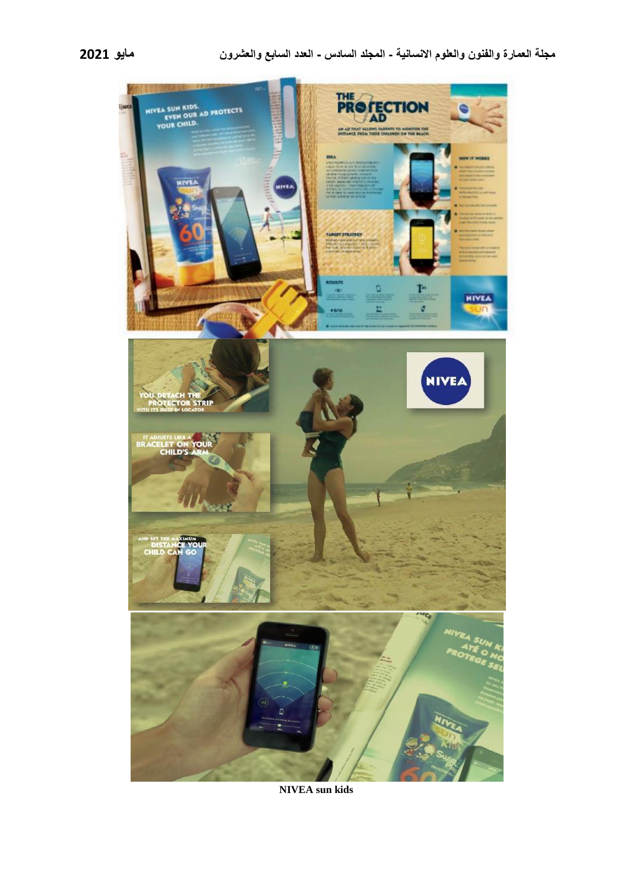NIVEA sun kids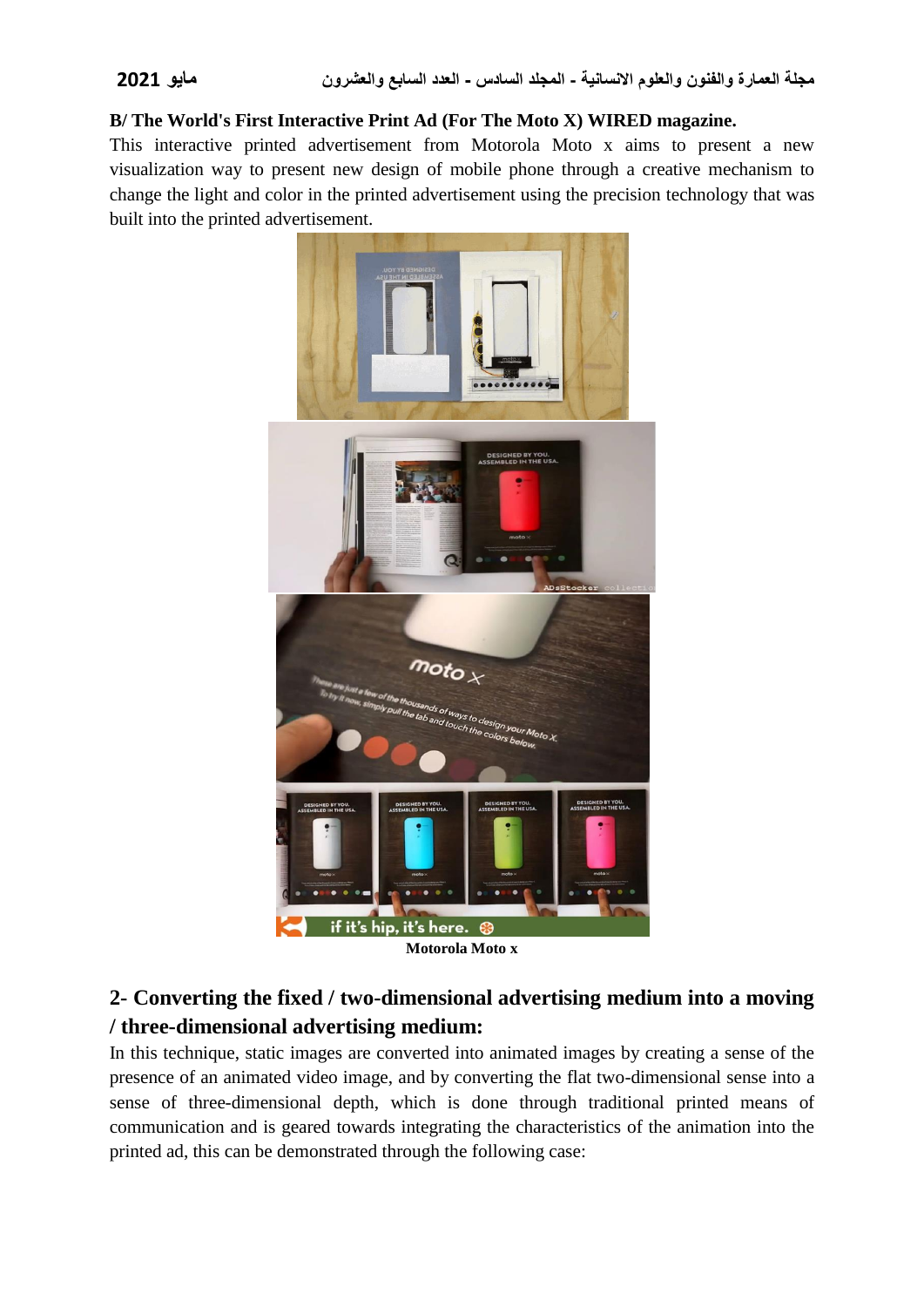**B/ The World's First Interactive Print Ad (For The Moto X) WIRED magazine.**

This interactive printed advertisement from Motorola Moto x aims to present a new visualization way to present new design of mobile phone through a creative mechanism to change the light and color in the printed advertisement using the precision technology that was built into the printed advertisement.

**Motorola Moto x**

## 2- Converting the fixed / two-dimensional advertising medium into a moving / three-dimensional advertising medium:

In this technique, static images are converted into animated images by creating a sense of the presence of an animated video image, and by converting the flat two-dimensional sense into a sense of three-dimensional depth, which is done through traditional printed means of communication and is geared towards integrating the characteristics of the animation into the printed ad, this can be demonstrated through the following case: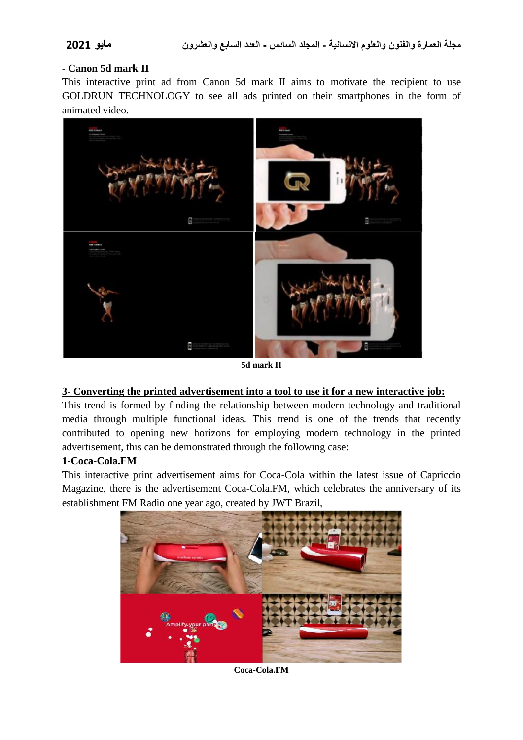**- Canon 5d mark II**

This interactive print ad from Canon 5d mark II aims to motivate the recipient to use GOLDRUN TECHNOLOGY to see all ads printed on their smartphones in the form of animated video.

**5d mark II**

## 3- Converting the printed advertisement into a tool to use it for a new interactive job:

This trend is formed by finding the relationship between modern technology and traditional media through multiple functional ideas. This trend is one of the trends that recently contributed to opening new horizons for employing modern technology in the printed advertisement, this can be demonstrated through the following case:

**1-Coca-Cola.FM**

This interactive print advertisement aims for Coca-Cola within the latest issue of Capriccio Magazine, there is the advertisement Coca-Cola.FM, which celebrates the anniversary of its establishment FM Radio one year ago, created by JWT Brazil,

**Coca-Cola.FM**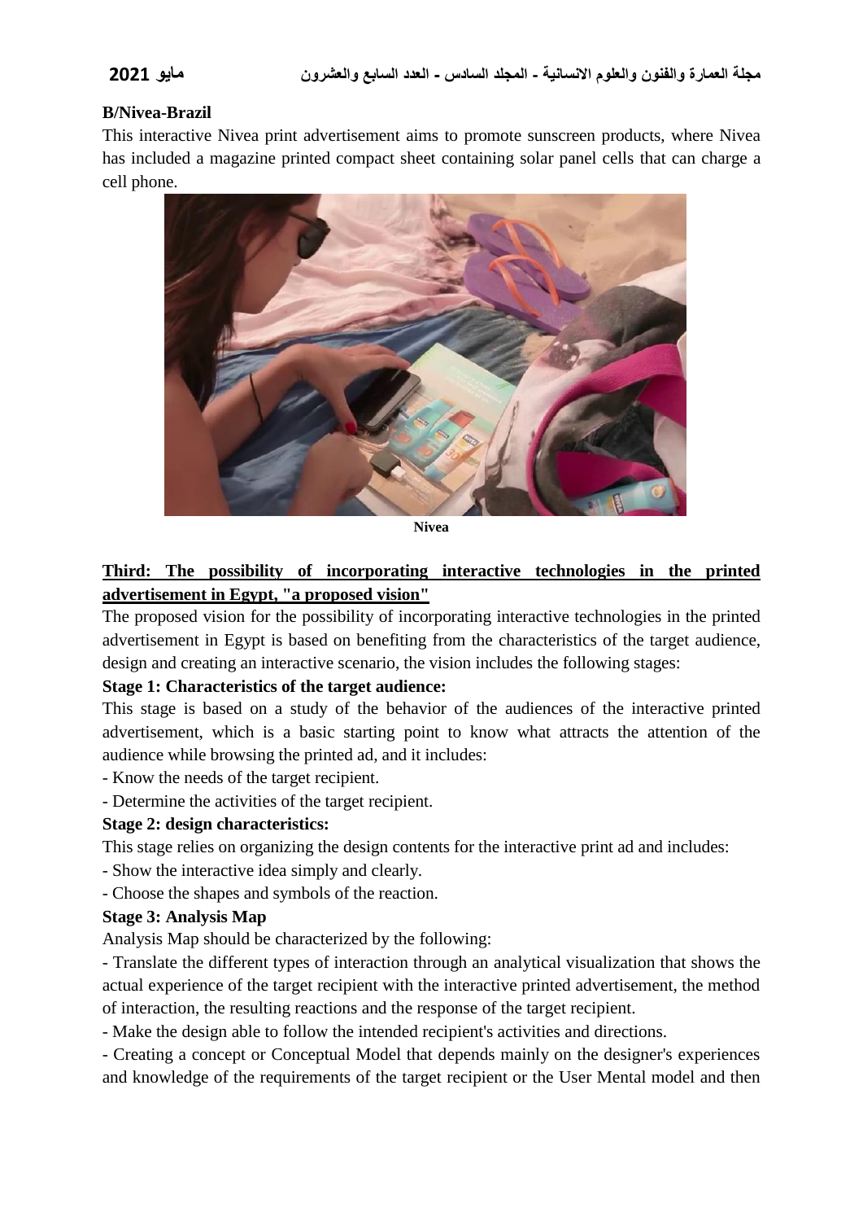**B/Nivea-Brazil**

This interactive Nivea print advertisement aims to promote sunscreen products, where Nivea has included a magazine printed compact sheet containing solar panel cells that can charge a cell phone.

**Nivea**

**Third: The possibility of incorporating interactive technologies in the printed advertisement in Egypt, "a proposed vision"**

The proposed vision for the possibility of incorporating interactive technologies in the printed advertisement in Egypt is based on benefiting from the characteristics of the target audience, design and creating an interactive scenario, the vision includes the following stages:

**Stage 1: Characteristics of the target audience:**

This stage is based on a study of the behavior of the audiences of the interactive printed advertisement, which is a basic starting point to know what attracts the attention of the audience while browsing the printed ad, and it includes:

- Know the needs of the target recipient.
- Determine the activities of the target recipient.

**Stage 2: design characteristics:**

This stage relies on organizing the design contents for the interactive print ad and includes:

- Show the interactive idea simply and clearly.
- Choose the shapes and symbols of the reaction.

**Stage 3: Analysis Map**

Analysis Map should be characterized by the following:

- Translate the different types of interaction through an analytical visualization that shows the actual experience of the target recipient with the interactive printed advertisement, the method of interaction, the resulting reactions and the response of the target recipient.
- Make the design able to follow the intended recipient's activities and directions.
- Creating a concept or Conceptual Model that depends mainly on the designer's experiences and knowledge of the requirements of the target recipient or the User Mental model and then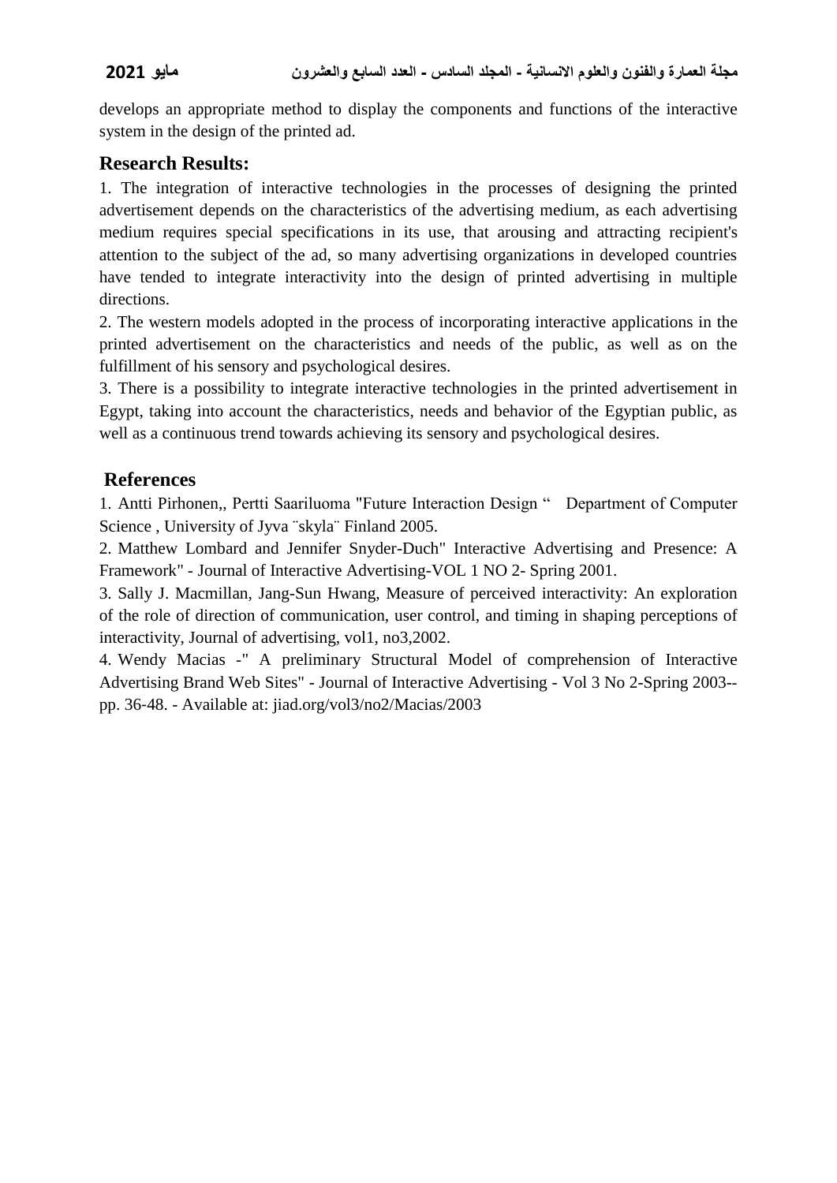develops an appropriate method to display the components and functions of the interactive system in the design of the printed ad.

## Research Results:

1. The integration of interactive technologies in the processes of designing the printed advertisement depends on the characteristics of the advertising medium, as each advertising medium requires special specifications in its use, that arousing and attracting recipient's attention to the subject of the ad, so many advertising organizations in developed countries have tended to integrate interactivity into the design of printed advertising in multiple directions.
2. The western models adopted in the process of incorporating interactive applications in the printed advertisement on the characteristics and needs of the public, as well as on the fulfillment of his sensory and psychological desires.
3. There is a possibility to integrate interactive technologies in the printed advertisement in Egypt, taking into account the characteristics, needs and behavior of the Egyptian public, as well as a continuous trend towards achieving its sensory and psychological desires.

## References

1. Antti Pirhonen,, Pertti Saariluoma "Future Interaction Design " Department of Computer Science , University of Jyva ¨skyla¨ Finland 2005.
2. Matthew Lombard and Jennifer Snyder-Duch" Interactive Advertising and Presence: A Framework" - Journal of Interactive Advertising-VOL 1 NO 2- Spring 2001.
3. Sally J. Macmillan, Jang-Sun Hwang, Measure of perceived interactivity: An exploration of the role of direction of communication, user control, and timing in shaping perceptions of interactivity, Journal of advertising, vol1, no3,2002.
4. Wendy Macias -" A preliminary Structural Model of comprehension of Interactive Advertising Brand Web Sites" - Journal of Interactive Advertising - Vol 3 No 2-Spring 2003-- pp. 36-48. - Available at: jiad.org/vol3/no2/Macias/2003